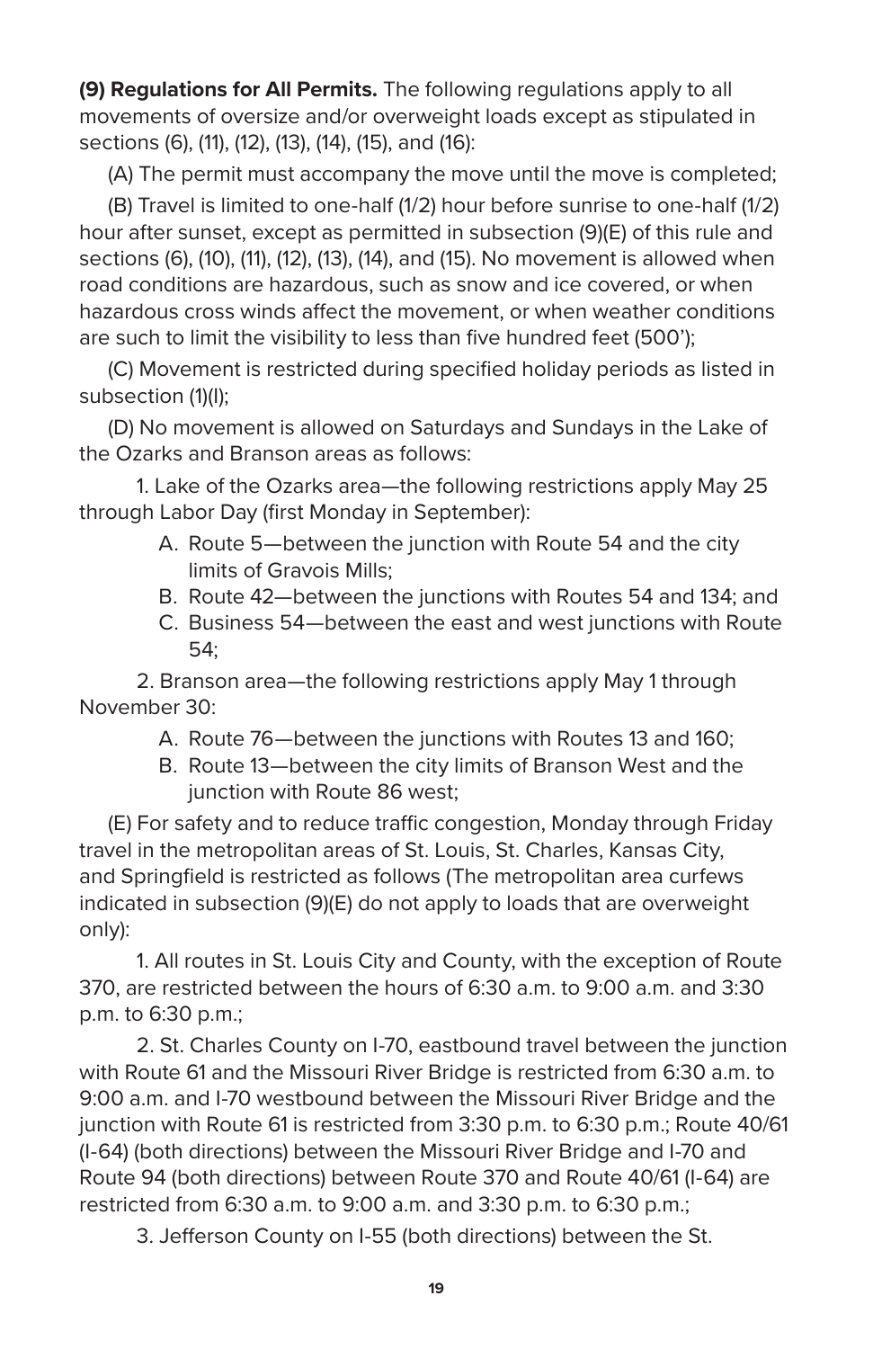**(9) Regulations for All Permits.** The following regulations apply to all movements of oversize and/or overweight loads except as stipulated in sections (6), (11), (12), (13), (14), (15), and (16):

(A) The permit must accompany the move until the move is completed;

(B) Travel is limited to one-half (1/2) hour before sunrise to one-half (1/2) hour after sunset, except as permitted in subsection (9)(E) of this rule and sections (6), (10), (11), (12), (13), (14), and (15). No movement is allowed when road conditions are hazardous, such as snow and ice covered, or when hazardous cross winds affect the movement, or when weather conditions are such to limit the visibility to less than five hundred feet (500');

(C) Movement is restricted during specified holiday periods as listed in subsection (1)(I);

(D) No movement is allowed on Saturdays and Sundays in the Lake of the Ozarks and Branson areas as follows:

1. Lake of the Ozarks area—the following restrictions apply May 25 through Labor Day (first Monday in September):
   - A. Route 5—between the junction with Route 54 and the city limits of Gravois Mills;
   - B. Route 42—between the junctions with Routes 54 and 134; and
   - C. Business 54—between the east and west junctions with Route 54;

2. Branson area—the following restrictions apply May 1 through November 30:
   - A. Route 76—between the junctions with Routes 13 and 160;
   - B. Route 13—between the city limits of Branson West and the junction with Route 86 west;

(E) For safety and to reduce traffic congestion, Monday through Friday travel in the metropolitan areas of St. Louis, St. Charles, Kansas City, and Springfield is restricted as follows (The metropolitan area curfews indicated in subsection (9)(E) do not apply to loads that are overweight only):

1. All routes in St. Louis City and County, with the exception of Route 370, are restricted between the hours of 6:30 a.m. to 9:00 a.m. and 3:30 p.m. to 6:30 p.m.;

2. St. Charles County on I-70, eastbound travel between the junction with Route 61 and the Missouri River Bridge is restricted from 6:30 a.m. to 9:00 a.m. and I-70 westbound between the Missouri River Bridge and the junction with Route 61 is restricted from 3:30 p.m. to 6:30 p.m.; Route 40/61 (I-64) (both directions) between the Missouri River Bridge and I-70 and Route 94 (both directions) between Route 370 and Route 40/61 (I-64) are restricted from 6:30 a.m. to 9:00 a.m. and 3:30 p.m. to 6:30 p.m.;

3. Jefferson County on I-55 (both directions) between the St.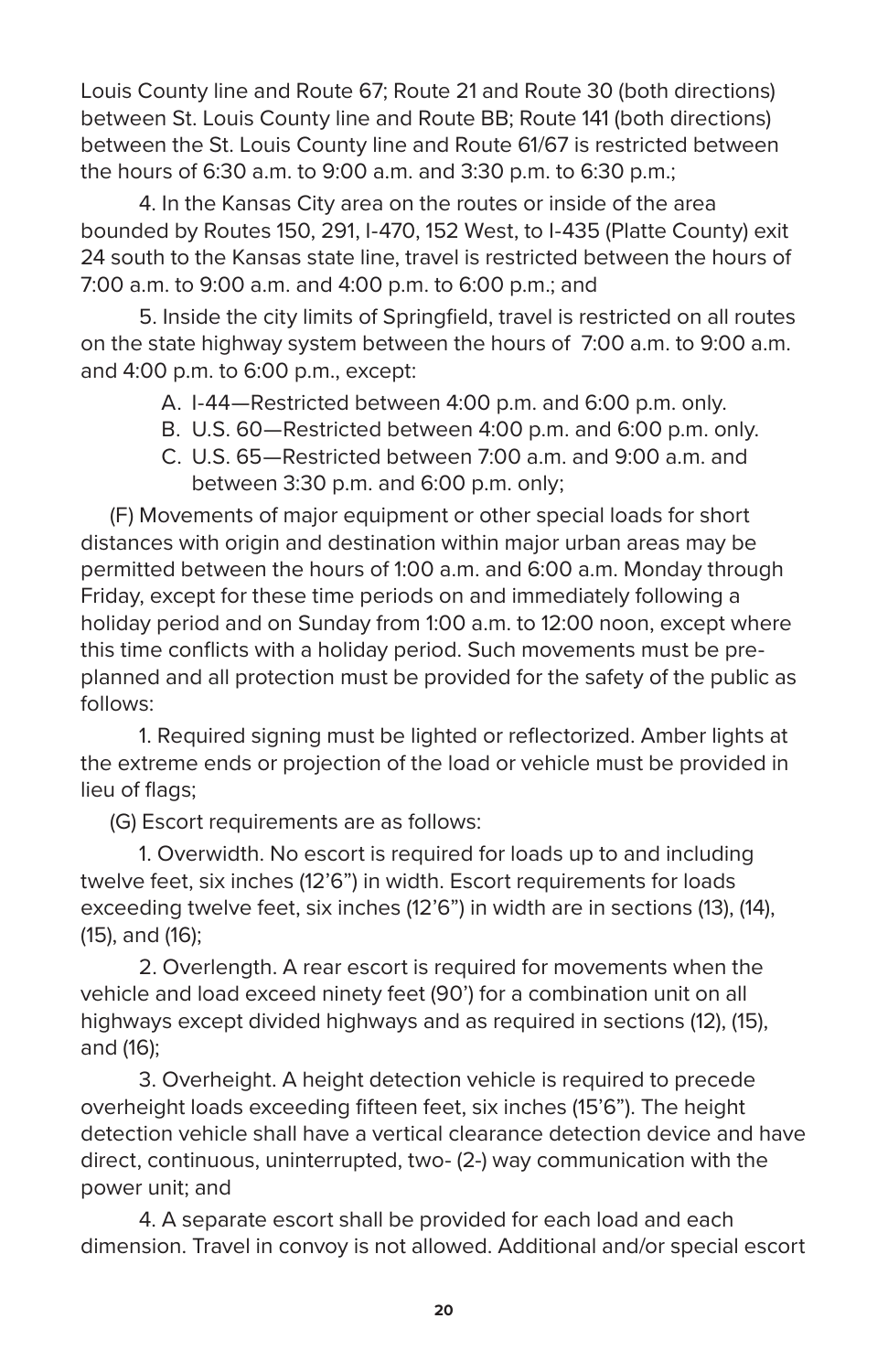Louis County line and Route 67; Route 21 and Route 30 (both directions) between St. Louis County line and Route BB; Route 141 (both directions) between the St. Louis County line and Route 61/67 is restricted between the hours of 6:30 a.m. to 9:00 a.m. and 3:30 p.m. to 6:30 p.m.;

4. In the Kansas City area on the routes or inside of the area bounded by Routes 150, 291, I-470, 152 West, to I-435 (Platte County) exit 24 south to the Kansas state line, travel is restricted between the hours of 7:00 a.m. to 9:00 a.m. and 4:00 p.m. to 6:00 p.m.; and

5. Inside the city limits of Springfield, travel is restricted on all routes on the state highway system between the hours of 7:00 a.m. to 9:00 a.m. and 4:00 p.m. to 6:00 p.m., except:

A. I-44—Restricted between 4:00 p.m. and 6:00 p.m. only.

B. U.S. 60—Restricted between 4:00 p.m. and 6:00 p.m. only.

C. U.S. 65—Restricted between 7:00 a.m. and 9:00 a.m. and between 3:30 p.m. and 6:00 p.m. only;

(F) Movements of major equipment or other special loads for short distances with origin and destination within major urban areas may be permitted between the hours of 1:00 a.m. and 6:00 a.m. Monday through Friday, except for these time periods on and immediately following a holiday period and on Sunday from 1:00 a.m. to 12:00 noon, except where this time conflicts with a holiday period. Such movements must be pre-planned and all protection must be provided for the safety of the public as follows:

1. Required signing must be lighted or reflectorized. Amber lights at the extreme ends or projection of the load or vehicle must be provided in lieu of flags;

(G) Escort requirements are as follows:

1. Overwidth. No escort is required for loads up to and including twelve feet, six inches (12'6") in width. Escort requirements for loads exceeding twelve feet, six inches (12'6") in width are in sections (13), (14), (15), and (16);

2. Overlength. A rear escort is required for movements when the vehicle and load exceed ninety feet (90') for a combination unit on all highways except divided highways and as required in sections (12), (15), and (16);

3. Overheight. A height detection vehicle is required to precede overheight loads exceeding fifteen feet, six inches (15'6"). The height detection vehicle shall have a vertical clearance detection device and have direct, continuous, uninterrupted, two- (2-) way communication with the power unit; and

4. A separate escort shall be provided for each load and each dimension. Travel in convoy is not allowed. Additional and/or special escort